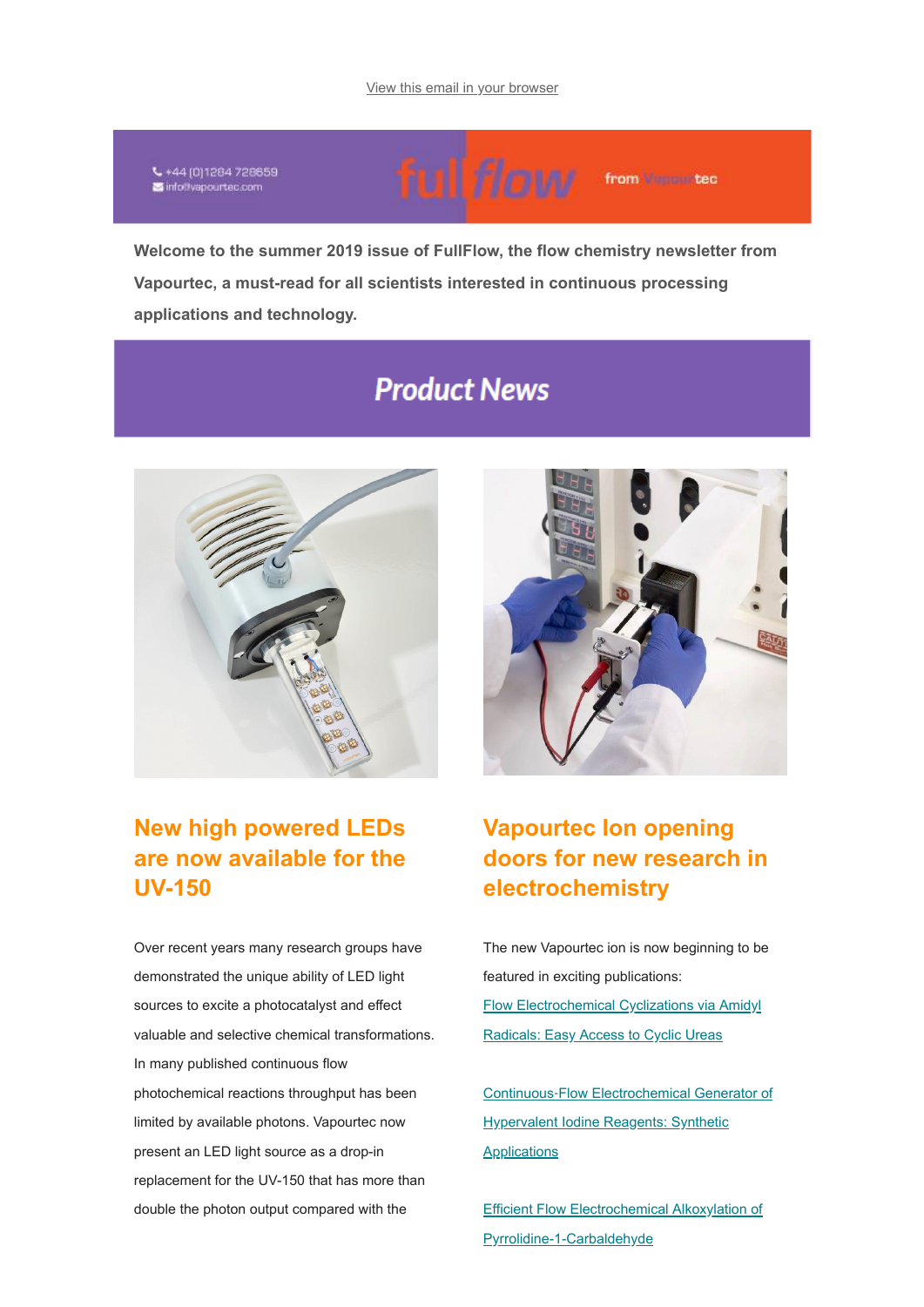View this email in your browser

+44 (0)1284 728659
info@vapourtec.com

fullflow from Vapourtec

**Welcome to the summer 2019 issue of FullFlow, the flow chemistry newsletter from Vapourtec, a must-read for all scientists interested in continuous processing applications and technology.**

# Product News

## New high powered LEDs are now available for the UV-150

Over recent years many research groups have demonstrated the unique ability of LED light sources to excite a photocatalyst and effect valuable and selective chemical transformations. In many published continuous flow photochemical reactions throughput has been limited by available photons. Vapourtec now present an LED light source as a drop-in replacement for the UV-150 that has more than double the photon output compared with the

## Vapourtec Ion opening doors for new research in electrochemistry

The new Vapourtec ion is now beginning to be featured in exciting publications:

[Flow Electrochemical Cyclizations via Amidyl Radicals: Easy Access to Cyclic Ureas]

[Continuous-Flow Electrochemical Generator of Hypervalent Iodine Reagents: Synthetic Applications]

[Efficient Flow Electrochemical Alkoxylation of Pyrrolidine-1-Carbaldehyde]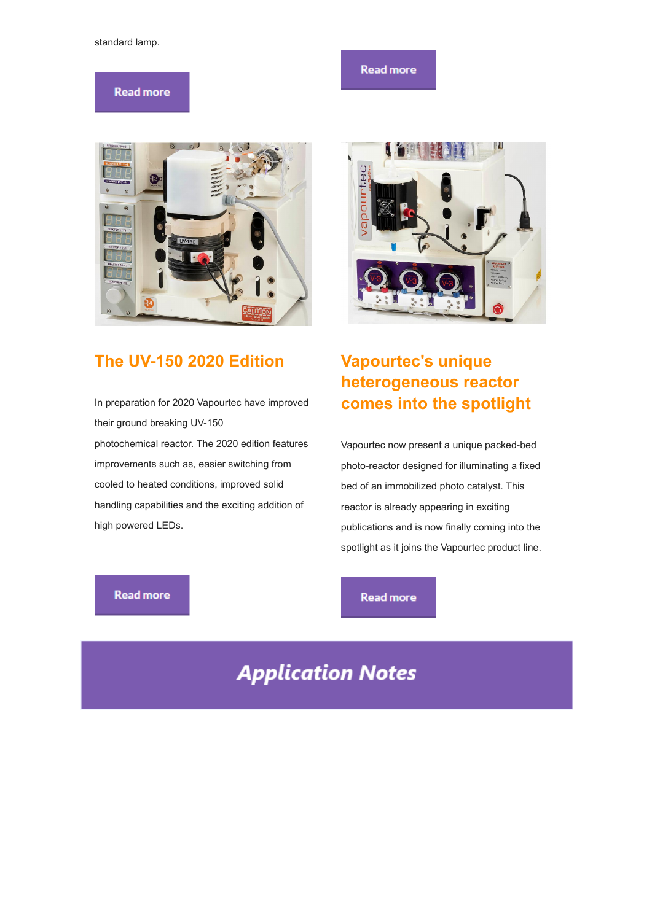standard lamp.

Read more

Read more

## The UV-150 2020 Edition

In preparation for 2020 Vapourtec have improved their ground breaking UV-150 photochemical reactor. The 2020 edition features improvements such as, easier switching from cooled to heated conditions, improved solid handling capabilities and the exciting addition of high powered LEDs.

Read more

## Vapourtec's unique heterogeneous reactor comes into the spotlight

Vapourtec now present a unique packed-bed photo-reactor designed for illuminating a fixed bed of an immobilized photo catalyst. This reactor is already appearing in exciting publications and is now finally coming into the spotlight as it joins the Vapourtec product line.

Read more

# *Application Notes*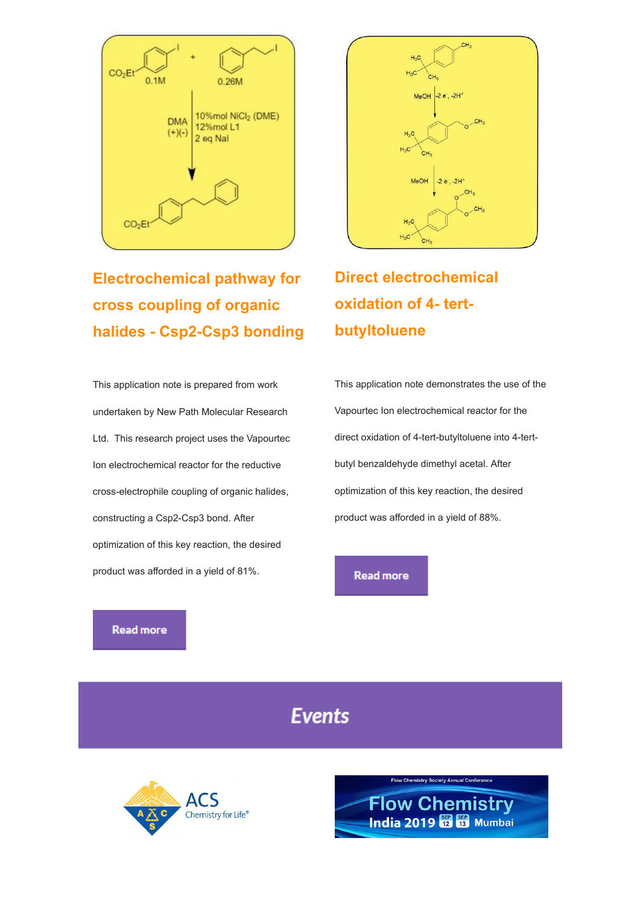## Electrochemical pathway for cross coupling of organic halides - Csp2-Csp3 bonding

This application note is prepared from work undertaken by New Path Molecular Research Ltd. This research project uses the Vapourtec Ion electrochemical reactor for the reductive cross-electrophile coupling of organic halides, constructing a Csp2-Csp3 bond. After optimization of this key reaction, the desired product was afforded in a yield of 81%.

Read more

## Direct electrochemical oxidation of 4- tert-butyltoluene

This application note demonstrates the use of the Vapourtec Ion electrochemical reactor for the direct oxidation of 4-tert-butyltoluene into 4-tert-butyl benzaldehyde dimethyl acetal. After optimization of this key reaction, the desired product was afforded in a yield of 88%.

Read more

# Events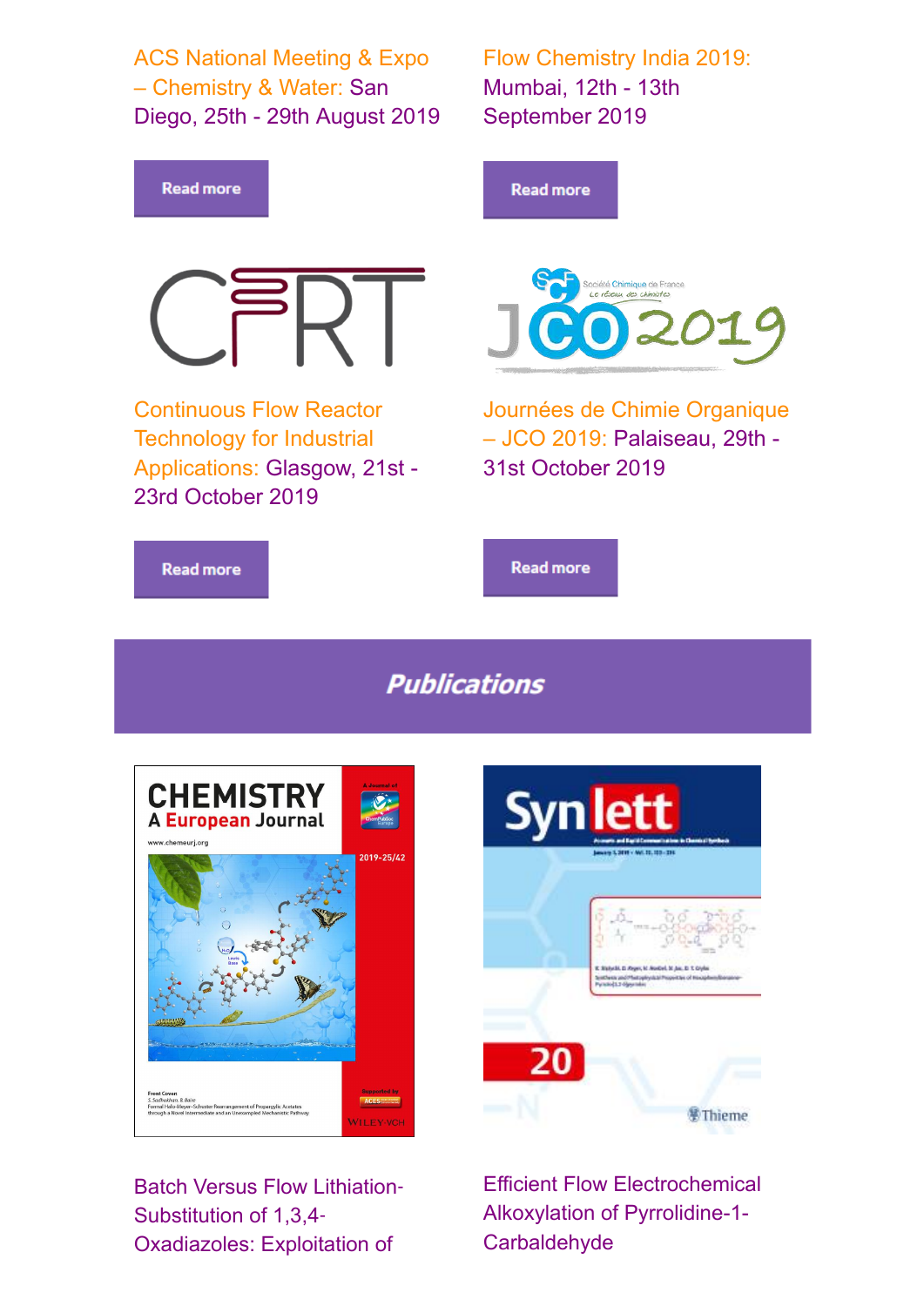ACS National Meeting & Expo – Chemistry & Water: San Diego, 25th - 29th August 2019

Read more

Flow Chemistry India 2019: Mumbai, 12th - 13th September 2019

Read more

Continuous Flow Reactor Technology for Industrial Applications: Glasgow, 21st - 23rd October 2019

Read more

Journées de Chimie Organique – JCO 2019: Palaiseau, 29th - 31st October 2019

Read more

## Publications

Batch Versus Flow Lithiation-Substitution of 1,3,4-Oxadiazoles: Exploitation of

Efficient Flow Electrochemical Alkoxylation of Pyrrolidine-1-Carbaldehyde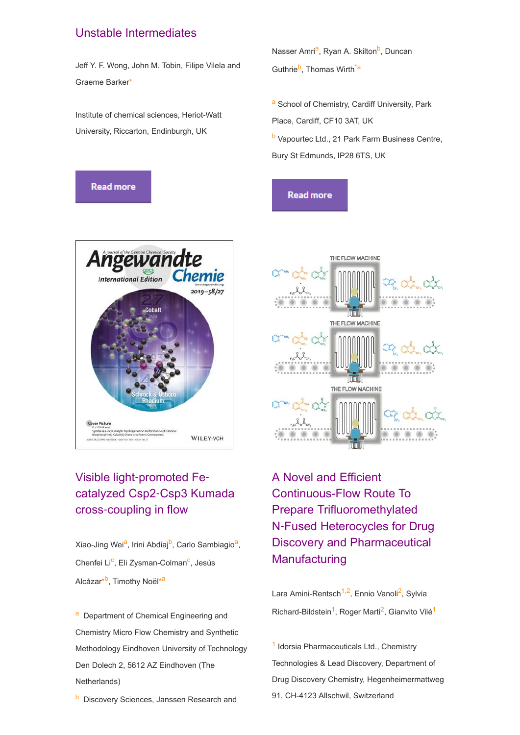## Unstable Intermediates

Jeff Y. F. Wong, John M. Tobin, Filipe Vilela and Graeme Barker*

Institute of chemical sciences, Heriot-Watt University, Riccarton, Endinburgh, UK

Read more

Nasser Amri[a], Ryan A. Skilton[b], Duncan Guthrie[b], Thomas Wirth*[a]

[a] School of Chemistry, Cardiff University, Park Place, Cardiff, CF10 3AT, UK

[b] Vapourtec Ltd., 21 Park Farm Business Centre, Bury St Edmunds, IP28 6TS, UK

Read more

## Visible light-promoted Fe-catalyzed Csp2-Csp3 Kumada cross-coupling in flow

Xiao-Jing Wei[a], Irini Abdiaj[b], Carlo Sambiagio[a], Chenfei Li[c], Eli Zysman-Colman[c], Jesús Alcázar*[b], Timothy Noël*[a]

[a] Department of Chemical Engineering and Chemistry Micro Flow Chemistry and Synthetic Methodology Eindhoven University of Technology Den Dolech 2, 5612 AZ Eindhoven (The Netherlands)

[b] Discovery Sciences, Janssen Research and

## A Novel and Efficient Continuous-Flow Route To Prepare Trifluoromethylated N-Fused Heterocycles for Drug Discovery and Pharmaceutical Manufacturing

Lara Amini-Rentsch[1,2], Ennio Vanoli[2], Sylvia Richard-Bildstein[1], Roger Marti[2], Gianvito Vilé[1]

[1] Idorsia Pharmaceuticals Ltd., Chemistry Technologies & Lead Discovery, Department of Drug Discovery Chemistry, Hegenheimermattweg 91, CH-4123 Allschwil, Switzerland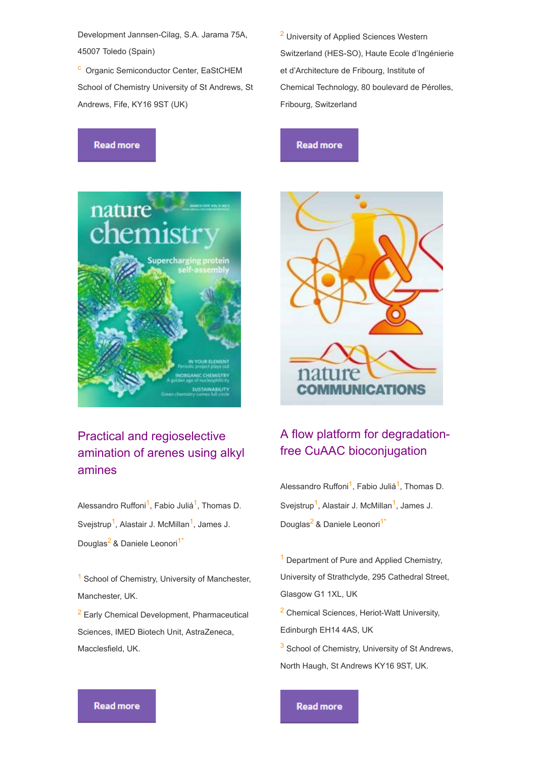Development Jannsen-Cilag, S.A. Jarama 75A, 45007 Toledo (Spain)

[c] Organic Semiconductor Center, EaStCHEM School of Chemistry University of St Andrews, St Andrews, Fife, KY16 9ST (UK)

Read more

[2] University of Applied Sciences Western Switzerland (HES-SO), Haute Ecole d'Ingénierie et d'Architecture de Fribourg, Institute of Chemical Technology, 80 boulevard de Pérolles, Fribourg, Switzerland

Read more

## Practical and regioselective amination of arenes using alkyl amines

Alessandro Ruffoni[1], Fabio Juliá[1], Thomas D. Svejstrup[1], Alastair J. McMillan[1], James J. Douglas[2] & Daniele Leonori[1*]

[1] School of Chemistry, University of Manchester, Manchester, UK.

[2] Early Chemical Development, Pharmaceutical Sciences, IMED Biotech Unit, AstraZeneca, Macclesfield, UK.

Read more

## A flow platform for degradation-free CuAAC bioconjugation

Alessandro Ruffoni[1], Fabio Juliá[1], Thomas D. Svejstrup[1], Alastair J. McMillan[1], James J. Douglas[2] & Daniele Leonori[1*]

[1] Department of Pure and Applied Chemistry, University of Strathclyde, 295 Cathedral Street, Glasgow G1 1XL, UK

[2] Chemical Sciences, Heriot-Watt University, Edinburgh EH14 4AS, UK

[3] School of Chemistry, University of St Andrews, North Haugh, St Andrews KY16 9ST, UK.

Read more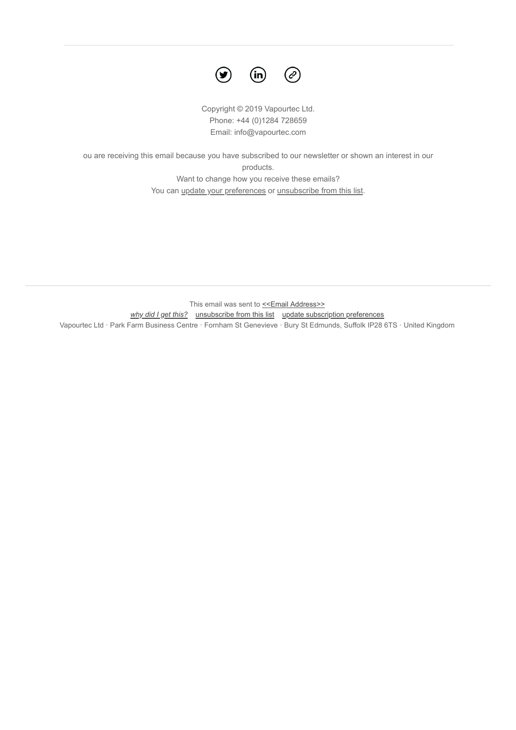Copyright © 2019 Vapourtec Ltd.
Phone: +44 (0)1284 728659
Email: info@vapourtec.com

ou are receiving this email because you have subscribed to our newsletter or shown an interest in our products.
Want to change how you receive these emails?
You can update your preferences or unsubscribe from this list.

This email was sent to <<Email Address>>
*why did I get this?*  unsubscribe from this list  update subscription preferences
Vapourtec Ltd · Park Farm Business Centre · Fornham St Genevieve · Bury St Edmunds, Suffolk IP28 6TS · United Kingdom